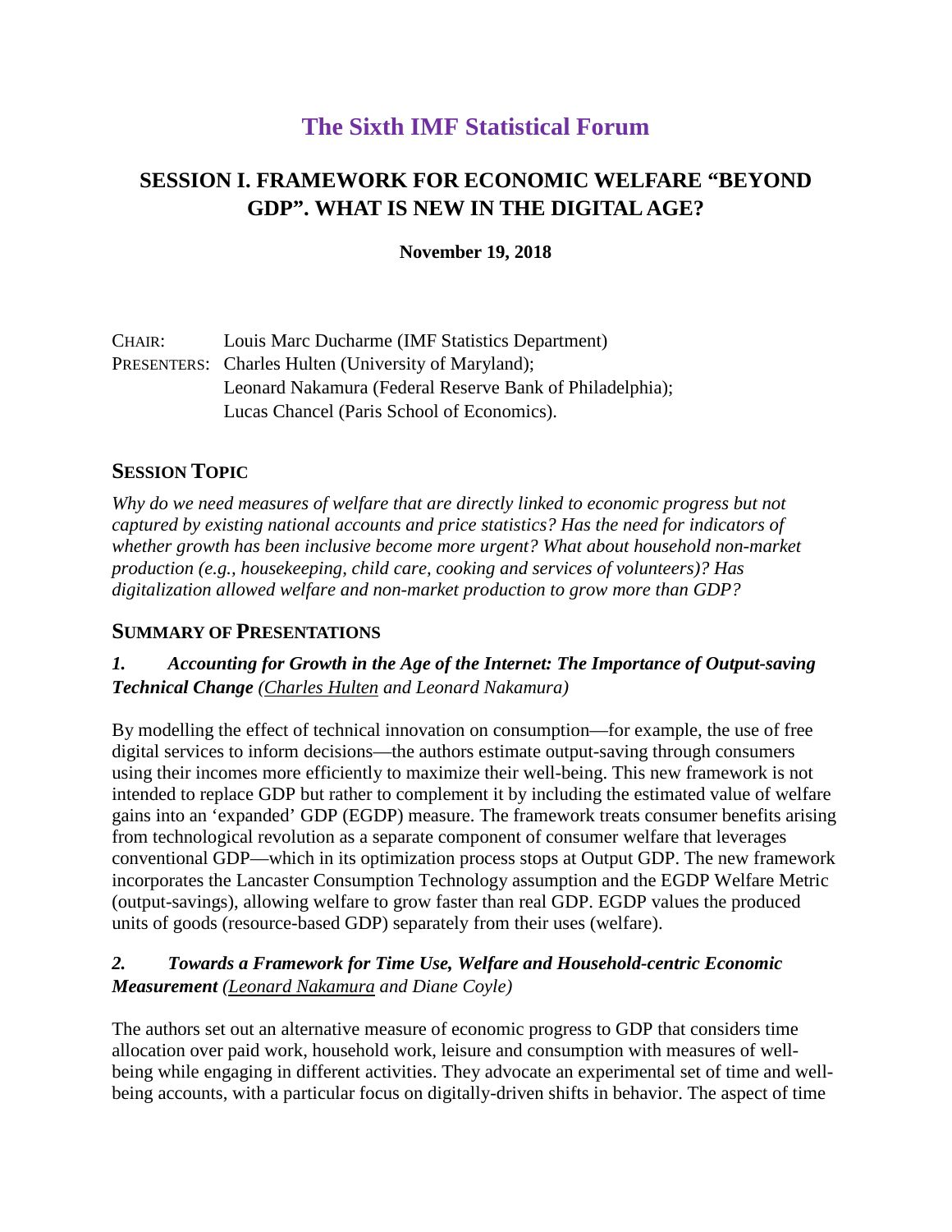# The Sixth IMF Statistical Forum

## SESSION I. FRAMEWORK FOR ECONOMIC WELFARE "BEYOND GDP". WHAT IS NEW IN THE DIGITAL AGE?

**November 19, 2018**

CHAIR: Louis Marc Ducharme (IMF Statistics Department)
PRESENTERS: Charles Hulten (University of Maryland);
Leonard Nakamura (Federal Reserve Bank of Philadelphia);
Lucas Chancel (Paris School of Economics).

### SESSION TOPIC

*Why do we need measures of welfare that are directly linked to economic progress but not captured by existing national accounts and price statistics? Has the need for indicators of whether growth has been inclusive become more urgent? What about household non-market production (e.g., housekeeping, child care, cooking and services of volunteers)? Has digitalization allowed welfare and non-market production to grow more than GDP?*

### SUMMARY OF PRESENTATIONS

#### *1. Accounting for Growth in the Age of the Internet: The Importance of Output-saving Technical Change (Charles Hulten and Leonard Nakamura)*

By modelling the effect of technical innovation on consumption—for example, the use of free digital services to inform decisions—the authors estimate output-saving through consumers using their incomes more efficiently to maximize their well-being. This new framework is not intended to replace GDP but rather to complement it by including the estimated value of welfare gains into an 'expanded' GDP (EGDP) measure. The framework treats consumer benefits arising from technological revolution as a separate component of consumer welfare that leverages conventional GDP—which in its optimization process stops at Output GDP. The new framework incorporates the Lancaster Consumption Technology assumption and the EGDP Welfare Metric (output-savings), allowing welfare to grow faster than real GDP. EGDP values the produced units of goods (resource-based GDP) separately from their uses (welfare).

#### *2. Towards a Framework for Time Use, Welfare and Household-centric Economic Measurement (Leonard Nakamura and Diane Coyle)*

The authors set out an alternative measure of economic progress to GDP that considers time allocation over paid work, household work, leisure and consumption with measures of well-being while engaging in different activities. They advocate an experimental set of time and well-being accounts, with a particular focus on digitally-driven shifts in behavior. The aspect of time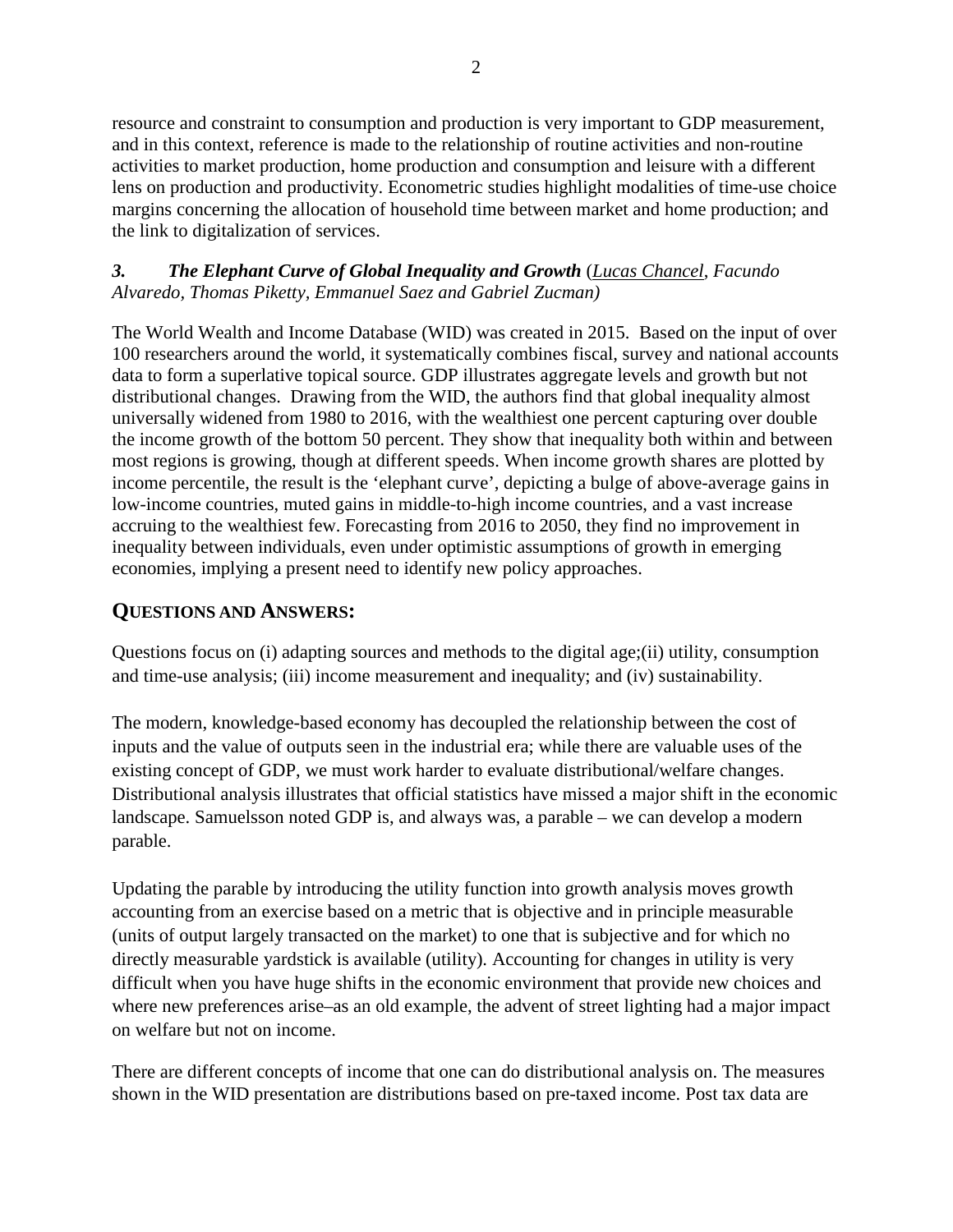resource and constraint to consumption and production is very important to GDP measurement, and in this context, reference is made to the relationship of routine activities and non-routine activities to market production, home production and consumption and leisure with a different lens on production and productivity. Econometric studies highlight modalities of time-use choice margins concerning the allocation of household time between market and home production; and the link to digitalization of services.

### *3. The Elephant Curve of Global Inequality and Growth* (*Lucas Chancel, Facundo Alvaredo, Thomas Piketty, Emmanuel Saez and Gabriel Zucman)*

The World Wealth and Income Database (WID) was created in 2015. Based on the input of over 100 researchers around the world, it systematically combines fiscal, survey and national accounts data to form a superlative topical source. GDP illustrates aggregate levels and growth but not distributional changes. Drawing from the WID, the authors find that global inequality almost universally widened from 1980 to 2016, with the wealthiest one percent capturing over double the income growth of the bottom 50 percent. They show that inequality both within and between most regions is growing, though at different speeds. When income growth shares are plotted by income percentile, the result is the 'elephant curve', depicting a bulge of above-average gains in low-income countries, muted gains in middle-to-high income countries, and a vast increase accruing to the wealthiest few. Forecasting from 2016 to 2050, they find no improvement in inequality between individuals, even under optimistic assumptions of growth in emerging economies, implying a present need to identify new policy approaches.

## QUESTIONS AND ANSWERS:

Questions focus on (i) adapting sources and methods to the digital age;(ii) utility, consumption and time-use analysis; (iii) income measurement and inequality; and (iv) sustainability.

The modern, knowledge-based economy has decoupled the relationship between the cost of inputs and the value of outputs seen in the industrial era; while there are valuable uses of the existing concept of GDP, we must work harder to evaluate distributional/welfare changes. Distributional analysis illustrates that official statistics have missed a major shift in the economic landscape. Samuelsson noted GDP is, and always was, a parable – we can develop a modern parable.

Updating the parable by introducing the utility function into growth analysis moves growth accounting from an exercise based on a metric that is objective and in principle measurable (units of output largely transacted on the market) to one that is subjective and for which no directly measurable yardstick is available (utility). Accounting for changes in utility is very difficult when you have huge shifts in the economic environment that provide new choices and where new preferences arise–as an old example, the advent of street lighting had a major impact on welfare but not on income.

There are different concepts of income that one can do distributional analysis on. The measures shown in the WID presentation are distributions based on pre-taxed income. Post tax data are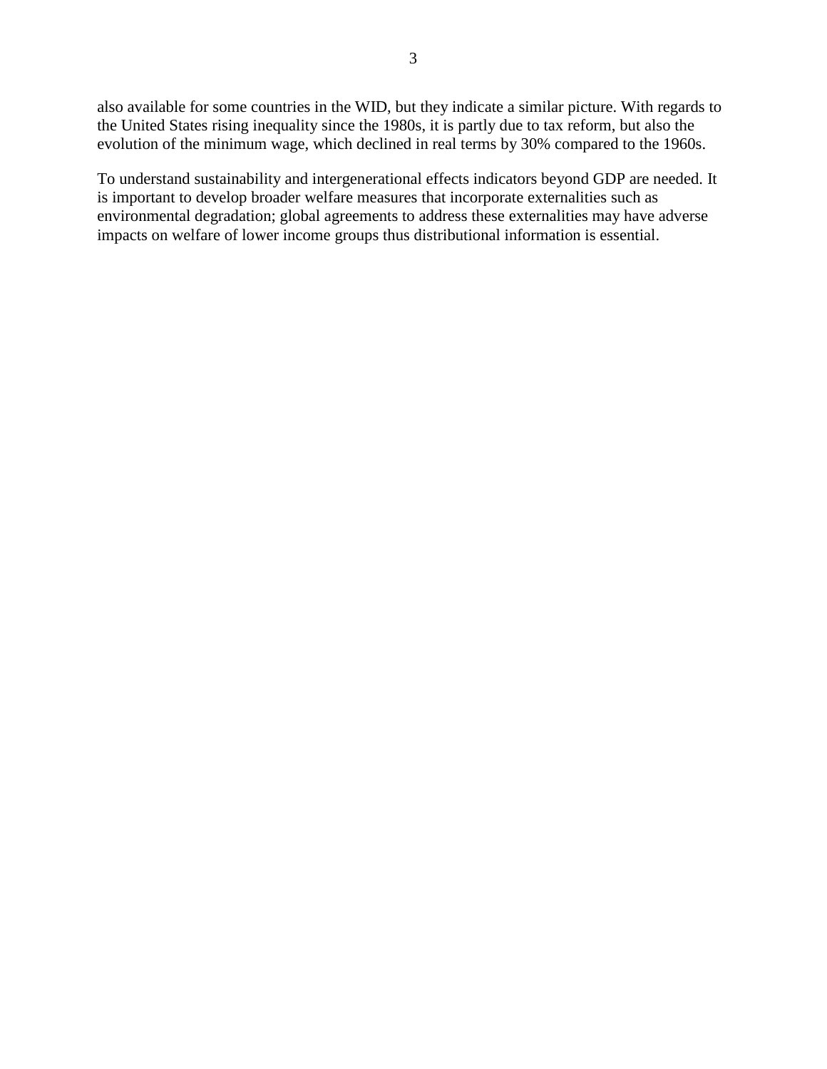also available for some countries in the WID, but they indicate a similar picture. With regards to the United States rising inequality since the 1980s, it is partly due to tax reform, but also the evolution of the minimum wage, which declined in real terms by 30% compared to the 1960s.

To understand sustainability and intergenerational effects indicators beyond GDP are needed. It is important to develop broader welfare measures that incorporate externalities such as environmental degradation; global agreements to address these externalities may have adverse impacts on welfare of lower income groups thus distributional information is essential.